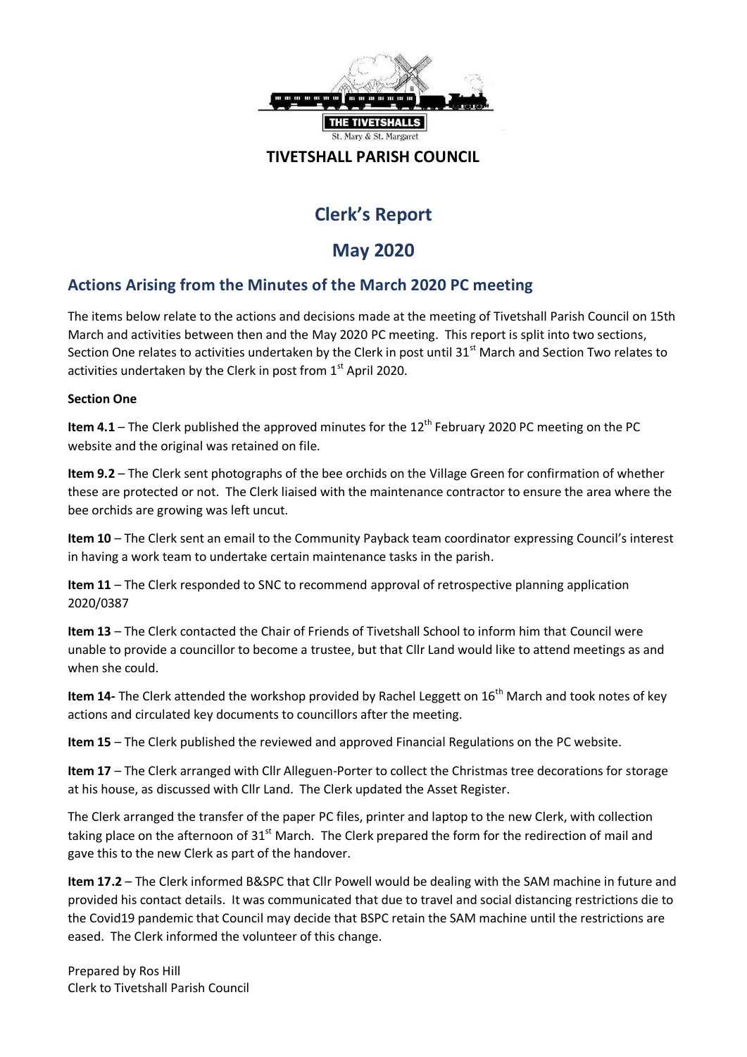THE TIVETSHALLS

St. Mary & St. Margaret

**TIVETSHALL PARISH COUNCIL**

# Clerk's Report

# May 2020

## Actions Arising from the Minutes of the March 2020 PC meeting

The items below relate to the actions and decisions made at the meeting of Tivetshall Parish Council on 15th March and activities between then and the May 2020 PC meeting. This report is split into two sections, Section One relates to activities undertaken by the Clerk in post until 31st March and Section Two relates to activities undertaken by the Clerk in post from 1st April 2020.

**Section One**

**Item 4.1** – The Clerk published the approved minutes for the 12th February 2020 PC meeting on the PC website and the original was retained on file.

**Item 9.2** – The Clerk sent photographs of the bee orchids on the Village Green for confirmation of whether these are protected or not. The Clerk liaised with the maintenance contractor to ensure the area where the bee orchids are growing was left uncut.

**Item 10** – The Clerk sent an email to the Community Payback team coordinator expressing Council's interest in having a work team to undertake certain maintenance tasks in the parish.

**Item 11** – The Clerk responded to SNC to recommend approval of retrospective planning application 2020/0387

**Item 13** – The Clerk contacted the Chair of Friends of Tivetshall School to inform him that Council were unable to provide a councillor to become a trustee, but that Cllr Land would like to attend meetings as and when she could.

**Item 14-** The Clerk attended the workshop provided by Rachel Leggett on 16th March and took notes of key actions and circulated key documents to councillors after the meeting.

**Item 15** – The Clerk published the reviewed and approved Financial Regulations on the PC website.

**Item 17** – The Clerk arranged with Cllr Alleguen-Porter to collect the Christmas tree decorations for storage at his house, as discussed with Cllr Land. The Clerk updated the Asset Register.

The Clerk arranged the transfer of the paper PC files, printer and laptop to the new Clerk, with collection taking place on the afternoon of 31st March. The Clerk prepared the form for the redirection of mail and gave this to the new Clerk as part of the handover.

**Item 17.2** – The Clerk informed B&SPC that Cllr Powell would be dealing with the SAM machine in future and provided his contact details. It was communicated that due to travel and social distancing restrictions die to the Covid19 pandemic that Council may decide that BSPC retain the SAM machine until the restrictions are eased. The Clerk informed the volunteer of this change.

Prepared by Ros Hill
Clerk to Tivetshall Parish Council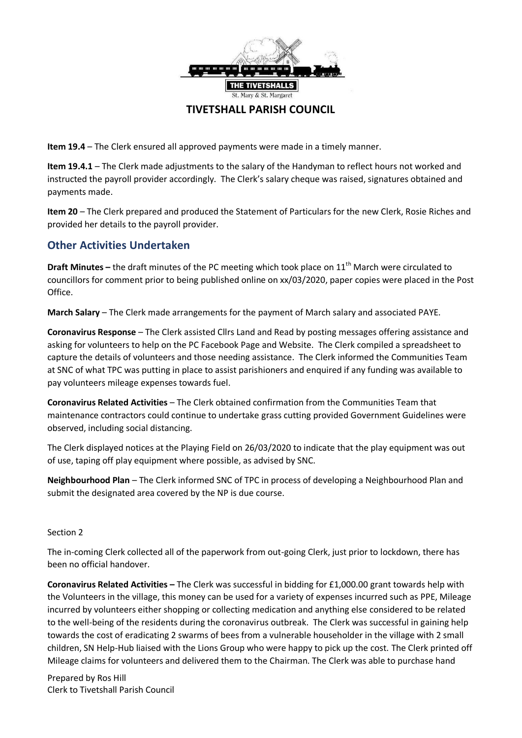**Item 19.4** – The Clerk ensured all approved payments were made in a timely manner.

**Item 19.4.1** – The Clerk made adjustments to the salary of the Handyman to reflect hours not worked and instructed the payroll provider accordingly. The Clerk's salary cheque was raised, signatures obtained and payments made.

**Item 20** – The Clerk prepared and produced the Statement of Particulars for the new Clerk, Rosie Riches and provided her details to the payroll provider.

## Other Activities Undertaken

**Draft Minutes –** the draft minutes of the PC meeting which took place on 11th March were circulated to councillors for comment prior to being published online on xx/03/2020, paper copies were placed in the Post Office.

**March Salary** – The Clerk made arrangements for the payment of March salary and associated PAYE.

**Coronavirus Response** – The Clerk assisted Cllrs Land and Read by posting messages offering assistance and asking for volunteers to help on the PC Facebook Page and Website. The Clerk compiled a spreadsheet to capture the details of volunteers and those needing assistance. The Clerk informed the Communities Team at SNC of what TPC was putting in place to assist parishioners and enquired if any funding was available to pay volunteers mileage expenses towards fuel.

**Coronavirus Related Activities** – The Clerk obtained confirmation from the Communities Team that maintenance contractors could continue to undertake grass cutting provided Government Guidelines were observed, including social distancing.

The Clerk displayed notices at the Playing Field on 26/03/2020 to indicate that the play equipment was out of use, taping off play equipment where possible, as advised by SNC.

**Neighbourhood Plan** – The Clerk informed SNC of TPC in process of developing a Neighbourhood Plan and submit the designated area covered by the NP is due course.

Section 2

The in-coming Clerk collected all of the paperwork from out-going Clerk, just prior to lockdown, there has been no official handover.

**Coronavirus Related Activities –** The Clerk was successful in bidding for £1,000.00 grant towards help with the Volunteers in the village, this money can be used for a variety of expenses incurred such as PPE, Mileage incurred by volunteers either shopping or collecting medication and anything else considered to be related to the well-being of the residents during the coronavirus outbreak. The Clerk was successful in gaining help towards the cost of eradicating 2 swarms of bees from a vulnerable householder in the village with 2 small children, SN Help-Hub liaised with the Lions Group who were happy to pick up the cost. The Clerk printed off Mileage claims for volunteers and delivered them to the Chairman. The Clerk was able to purchase hand

Prepared by Ros Hill
Clerk to Tivetshall Parish Council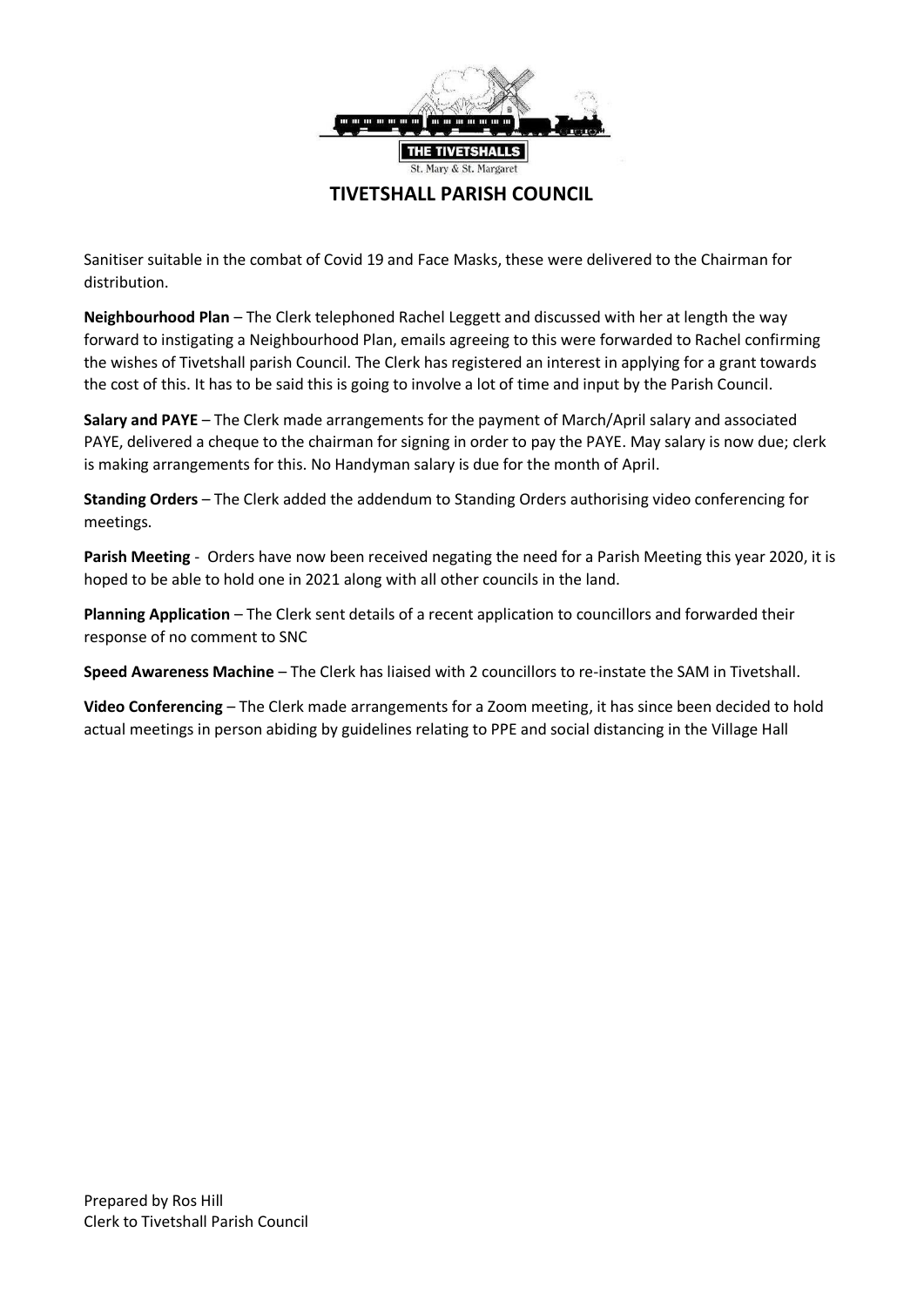## TIVETSHALL PARISH COUNCIL

Sanitiser suitable in the combat of Covid 19 and Face Masks, these were delivered to the Chairman for distribution.

**Neighbourhood Plan** – The Clerk telephoned Rachel Leggett and discussed with her at length the way forward to instigating a Neighbourhood Plan, emails agreeing to this were forwarded to Rachel confirming the wishes of Tivetshall parish Council. The Clerk has registered an interest in applying for a grant towards the cost of this. It has to be said this is going to involve a lot of time and input by the Parish Council.

**Salary and PAYE** – The Clerk made arrangements for the payment of March/April salary and associated PAYE, delivered a cheque to the chairman for signing in order to pay the PAYE. May salary is now due; clerk is making arrangements for this. No Handyman salary is due for the month of April.

**Standing Orders** – The Clerk added the addendum to Standing Orders authorising video conferencing for meetings.

**Parish Meeting** - Orders have now been received negating the need for a Parish Meeting this year 2020, it is hoped to be able to hold one in 2021 along with all other councils in the land.

**Planning Application** – The Clerk sent details of a recent application to councillors and forwarded their response of no comment to SNC

**Speed Awareness Machine** – The Clerk has liaised with 2 councillors to re-instate the SAM in Tivetshall.

**Video Conferencing** – The Clerk made arrangements for a Zoom meeting, it has since been decided to hold actual meetings in person abiding by guidelines relating to PPE and social distancing in the Village Hall

Prepared by Ros Hill
Clerk to Tivetshall Parish Council